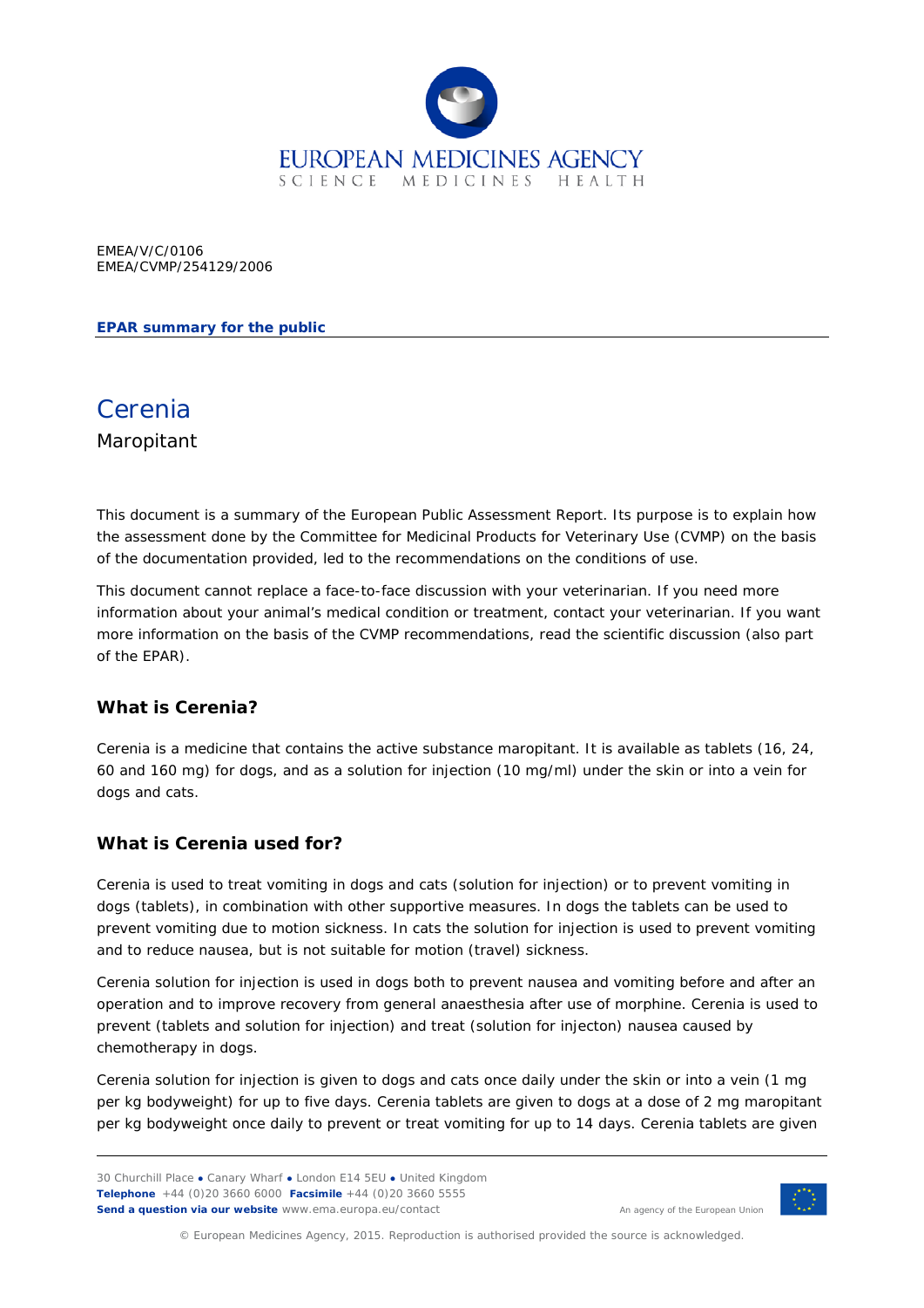EMEA/V/C/0106
EMEA/CVMP/254129/2006

**EPAR summary for the public**

# Cerenia

Maropitant

This document is a summary of the European Public Assessment Report. Its purpose is to explain how the assessment done by the Committee for Medicinal Products for Veterinary Use (CVMP) on the basis of the documentation provided, led to the recommendations on the conditions of use.

This document cannot replace a face-to-face discussion with your veterinarian. If you need more information about your animal's medical condition or treatment, contact your veterinarian. If you want more information on the basis of the CVMP recommendations, read the scientific discussion (also part of the EPAR).

## What is Cerenia?

Cerenia is a medicine that contains the active substance maropitant. It is available as tablets (16, 24, 60 and 160 mg) for dogs, and as a solution for injection (10 mg/ml) under the skin or into a vein for dogs and cats.

## What is Cerenia used for?

Cerenia is used to treat vomiting in dogs and cats (solution for injection) or to prevent vomiting in dogs (tablets), in combination with other supportive measures. In dogs the tablets can be used to prevent vomiting due to motion sickness. In cats the solution for injection is used to prevent vomiting and to reduce nausea, but is not suitable for motion (travel) sickness.

Cerenia solution for injection is used in dogs both to prevent nausea and vomiting before and after an operation and to improve recovery from general anaesthesia after use of morphine. Cerenia is used to prevent (tablets and solution for injection) and treat (solution for injecton) nausea caused by chemotherapy in dogs.

Cerenia solution for injection is given to dogs and cats once daily under the skin or into a vein (1 mg per kg bodyweight) for up to five days. Cerenia tablets are given to dogs at a dose of 2 mg maropitant per kg bodyweight once daily to prevent or treat vomiting for up to 14 days. Cerenia tablets are given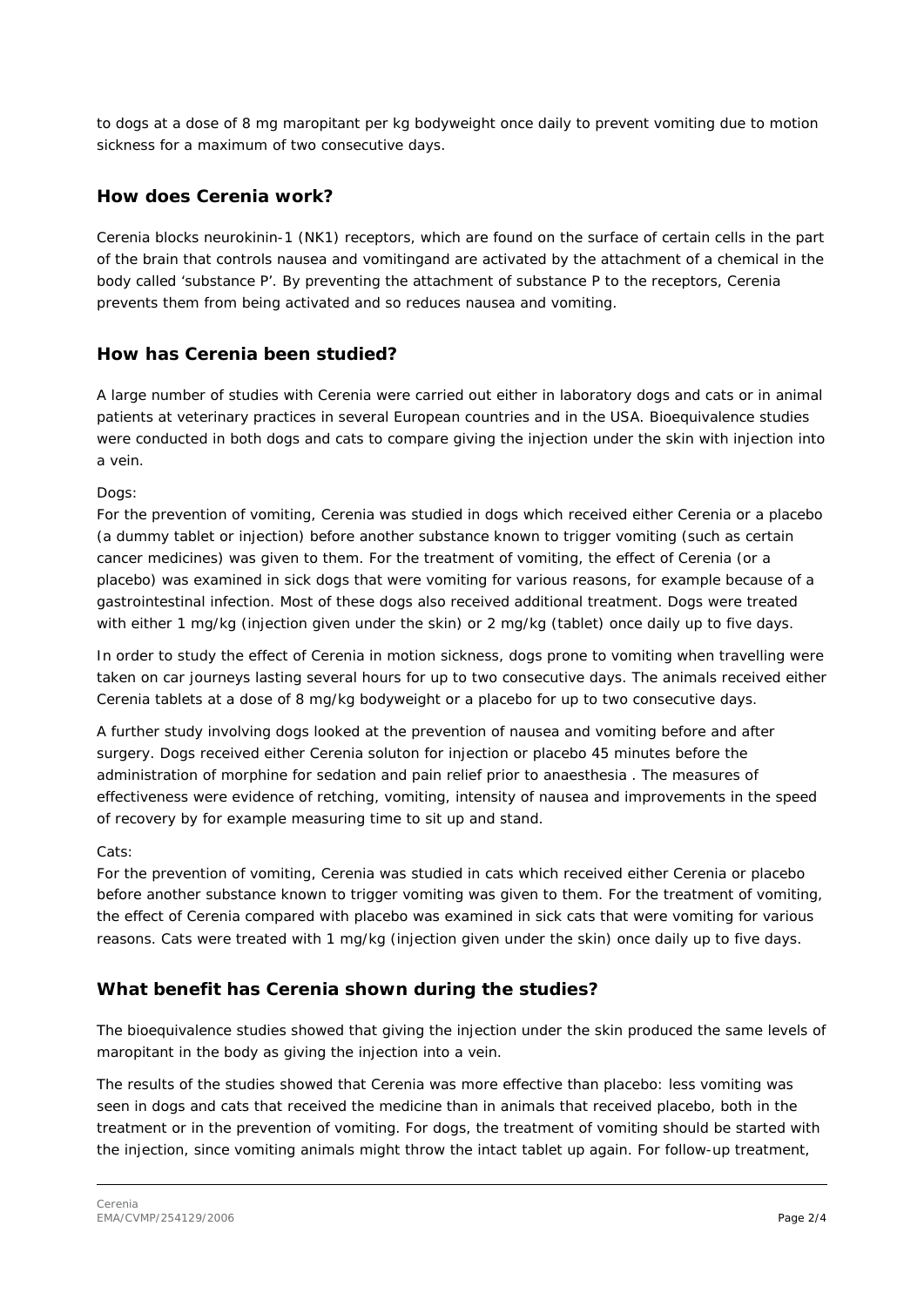to dogs at a dose of 8 mg maropitant per kg bodyweight once daily to prevent vomiting due to motion sickness for a maximum of two consecutive days.

## How does Cerenia work?

Cerenia blocks neurokinin-1 (NK1) receptors, which are found on the surface of certain cells in the part of the brain that controls nausea and vomitingand are activated by the attachment of a chemical in the body called 'substance P'. By preventing the attachment of substance P to the receptors, Cerenia prevents them from being activated and so reduces nausea and vomiting.

## How has Cerenia been studied?

A large number of studies with Cerenia were carried out either in laboratory dogs and cats or in animal patients at veterinary practices in several European countries and in the USA. Bioequivalence studies were conducted in both dogs and cats to compare giving the injection under the skin with injection into a vein.

Dogs:

For the prevention of vomiting, Cerenia was studied in dogs which received either Cerenia or a placebo (a dummy tablet or injection) before another substance known to trigger vomiting (such as certain cancer medicines) was given to them. For the treatment of vomiting, the effect of Cerenia (or a placebo) was examined in sick dogs that were vomiting for various reasons, for example because of a gastrointestinal infection. Most of these dogs also received additional treatment. Dogs were treated with either 1 mg/kg (injection given under the skin) or 2 mg/kg (tablet) once daily up to five days.

In order to study the effect of Cerenia in motion sickness, dogs prone to vomiting when travelling were taken on car journeys lasting several hours for up to two consecutive days. The animals received either Cerenia tablets at a dose of 8 mg/kg bodyweight or a placebo for up to two consecutive days.

A further study involving dogs looked at the prevention of nausea and vomiting before and after surgery. Dogs received either Cerenia soluton for injection or placebo 45 minutes before the administration of morphine for sedation and pain relief prior to anaesthesia . The measures of effectiveness were evidence of retching, vomiting, intensity of nausea and improvements in the speed of recovery by for example measuring time to sit up and stand.

Cats:

For the prevention of vomiting, Cerenia was studied in cats which received either Cerenia or placebo before another substance known to trigger vomiting was given to them. For the treatment of vomiting, the effect of Cerenia compared with placebo was examined in sick cats that were vomiting for various reasons. Cats were treated with 1 mg/kg (injection given under the skin) once daily up to five days.

## What benefit has Cerenia shown during the studies?

The bioequivalence studies showed that giving the injection under the skin produced the same levels of maropitant in the body as giving the injection into a vein.

The results of the studies showed that Cerenia was more effective than placebo: less vomiting was seen in dogs and cats that received the medicine than in animals that received placebo, both in the treatment or in the prevention of vomiting. For dogs, the treatment of vomiting should be started with the injection, since vomiting animals might throw the intact tablet up again. For follow-up treatment,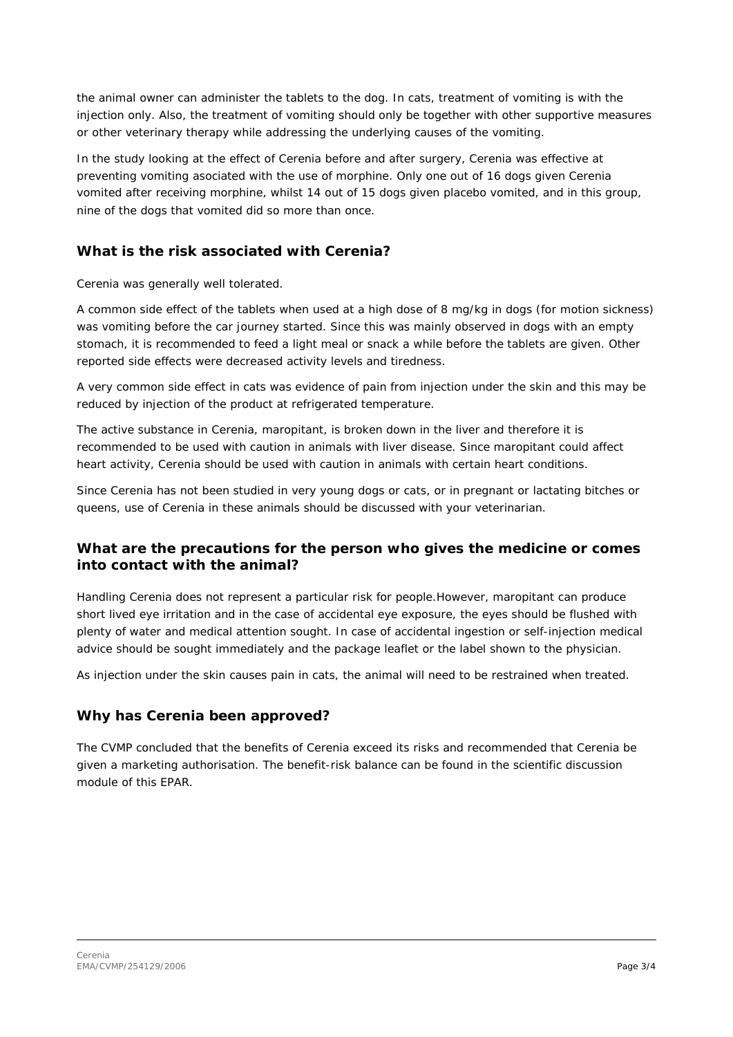the animal owner can administer the tablets to the dog. In cats, treatment of vomiting is with the injection only. Also, the treatment of vomiting should only be together with other supportive measures or other veterinary therapy while addressing the underlying causes of the vomiting.

In the study looking at the effect of Cerenia before and after surgery, Cerenia was effective at preventing vomiting asociated with the use of morphine. Only one out of 16 dogs given Cerenia vomited after receiving morphine, whilst 14 out of 15 dogs given placebo vomited, and in this group, nine of the dogs that vomited did so more than once.

## What is the risk associated with Cerenia?

Cerenia was generally well tolerated.

A common side effect of the tablets when used at a high dose of 8 mg/kg in dogs (for motion sickness) was vomiting before the car journey started. Since this was mainly observed in dogs with an empty stomach, it is recommended to feed a light meal or snack a while before the tablets are given. Other reported side effects were decreased activity levels and tiredness.

A very common side effect in cats was evidence of pain from injection under the skin and this may be reduced by injection of the product at refrigerated temperature.

The active substance in Cerenia, maropitant, is broken down in the liver and therefore it is recommended to be used with caution in animals with liver disease. Since maropitant could affect heart activity, Cerenia should be used with caution in animals with certain heart conditions.

Since Cerenia has not been studied in very young dogs or cats, or in pregnant or lactating bitches or queens, use of Cerenia in these animals should be discussed with your veterinarian.

## What are the precautions for the person who gives the medicine or comes into contact with the animal?

Handling Cerenia does not represent a particular risk for people.However, maropitant can produce short lived eye irritation and in the case of accidental eye exposure, the eyes should be flushed with plenty of water and medical attention sought. In case of accidental ingestion or self-injection medical advice should be sought immediately and the package leaflet or the label shown to the physician.

As injection under the skin causes pain in cats, the animal will need to be restrained when treated.

## Why has Cerenia been approved?

The CVMP concluded that the benefits of Cerenia exceed its risks and recommended that Cerenia be given a marketing authorisation. The benefit-risk balance can be found in the scientific discussion module of this EPAR.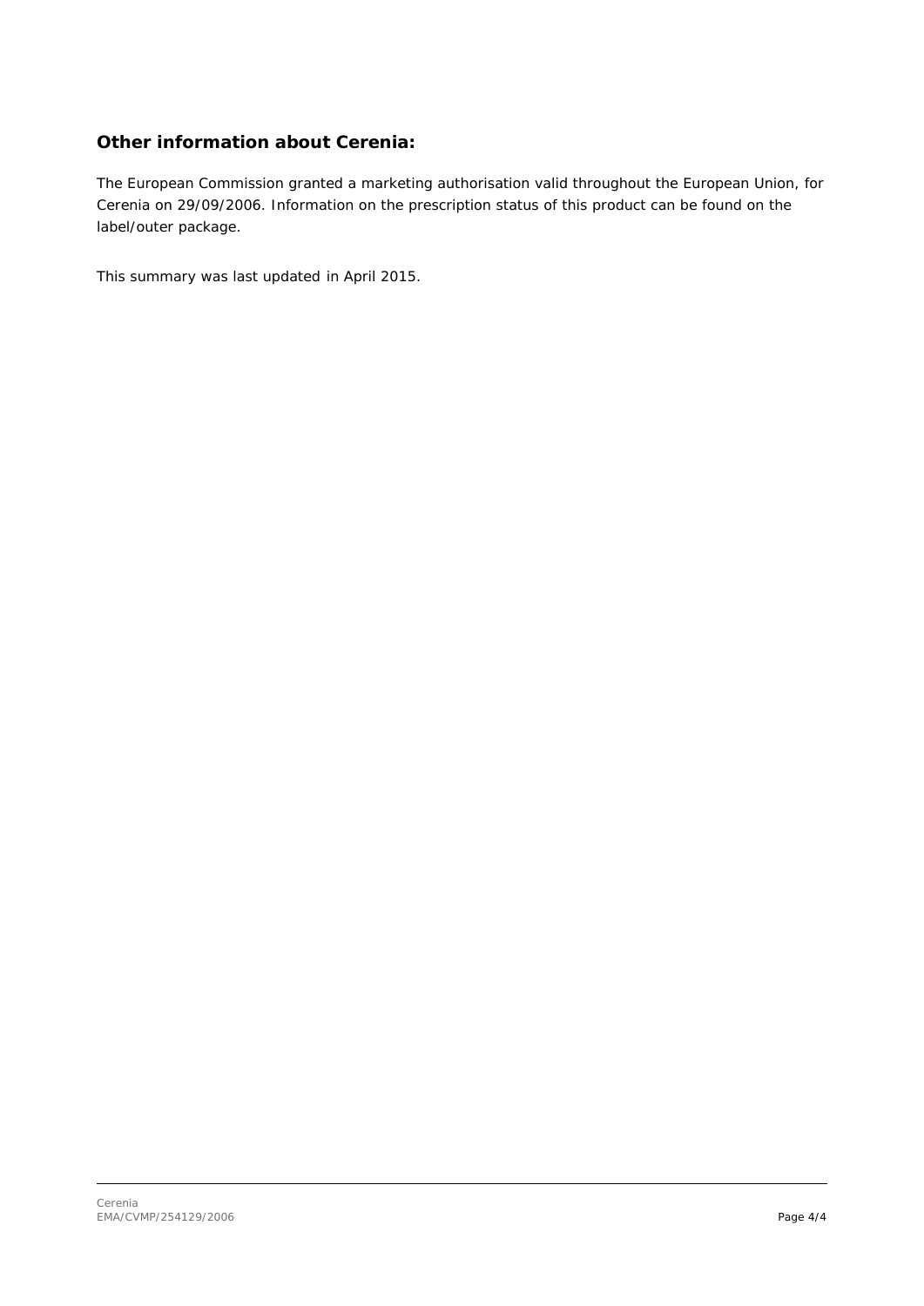## Other information about Cerenia:

The European Commission granted a marketing authorisation valid throughout the European Union, for Cerenia on 29/09/2006. Information on the prescription status of this product can be found on the label/outer package.

This summary was last updated in April 2015.